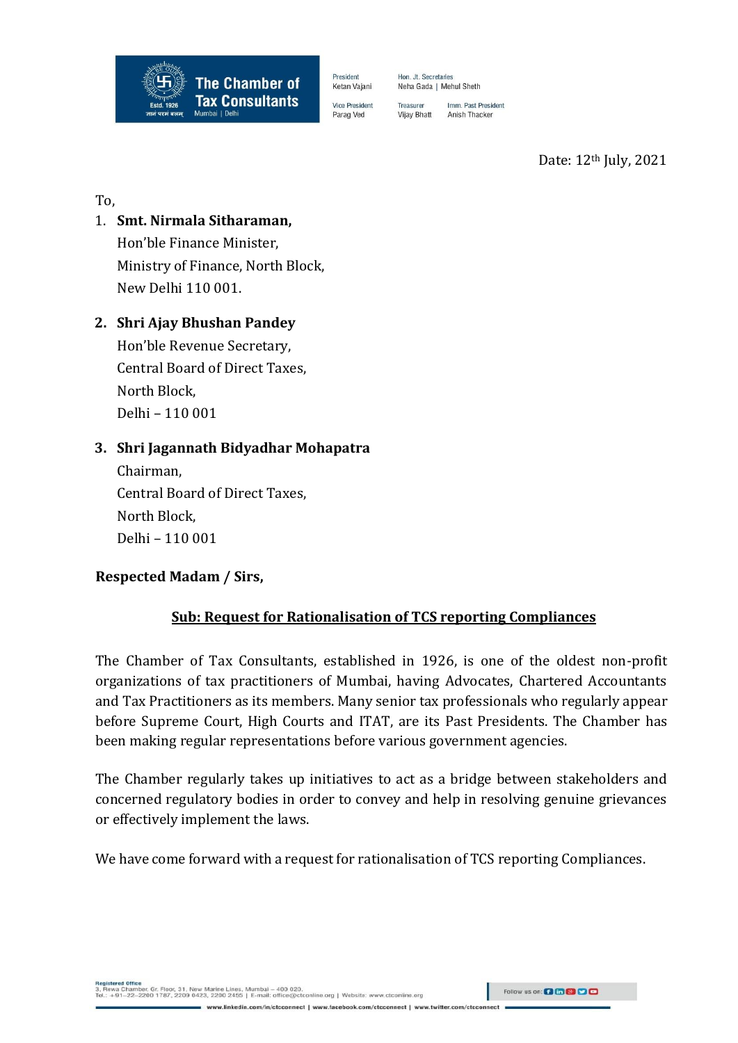The Chamber of Tax Consultants

Estd. 1926

Mumbai | Delhi

President
Ketan Vajani

Vice President
Parag Ved

Hon. Jt. Secretaries
Neha Gada | Mehul Sheth

Treasurer
Vijay Bhatt

Imm. Past President
Anish Thacker

Date: 12th July, 2021

To,

1. **Smt. Nirmala Sitharaman,**
   Hon'ble Finance Minister,
   Ministry of Finance, North Block,
   New Delhi 110 001.

2. **Shri Ajay Bhushan Pandey**
   Hon'ble Revenue Secretary,
   Central Board of Direct Taxes,
   North Block,
   Delhi – 110 001

3. **Shri Jagannath Bidyadhar Mohapatra**
   Chairman,
   Central Board of Direct Taxes,
   North Block,
   Delhi – 110 001

**Respected Madam / Sirs,**

**Sub: Request for Rationalisation of TCS reporting Compliances**

The Chamber of Tax Consultants, established in 1926, is one of the oldest non-profit organizations of tax practitioners of Mumbai, having Advocates, Chartered Accountants and Tax Practitioners as its members. Many senior tax professionals who regularly appear before Supreme Court, High Courts and ITAT, are its Past Presidents. The Chamber has been making regular representations before various government agencies.

The Chamber regularly takes up initiatives to act as a bridge between stakeholders and concerned regulatory bodies in order to convey and help in resolving genuine grievances or effectively implement the laws.

We have come forward with a request for rationalisation of TCS reporting Compliances.

Registered Office
3, Rewa Chamber, Gr. Floor, 31, New Marine Lines, Mumbai – 400 020.
Tel.: +91–22–2200 1787, 2209 0423, 2200 2455 | E-mail: office@ctconline.org | Website: www.ctconline.org

Follow us on:

www.linkedin.com/in/ctcconnect | www.facebook.com/ctcconnect | www.twitter.com/ctcconnect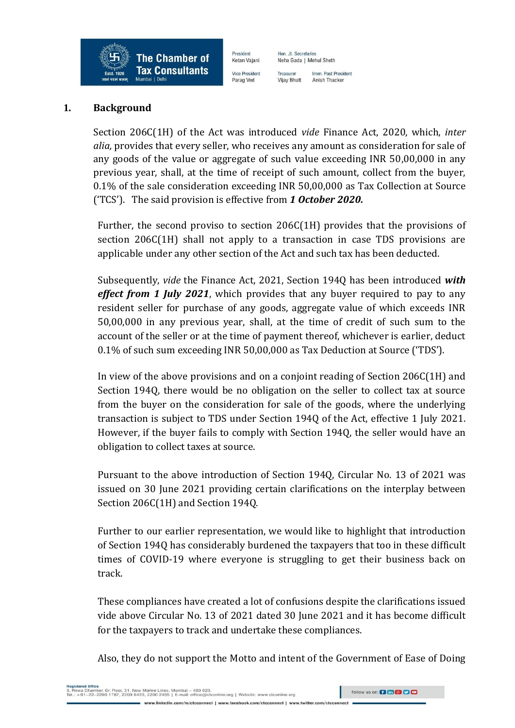## 1. Background

Section 206C(1H) of the Act was introduced *vide* Finance Act, 2020, which, *inter alia,* provides that every seller, who receives any amount as consideration for sale of any goods of the value or aggregate of such value exceeding INR 50,00,000 in any previous year, shall, at the time of receipt of such amount, collect from the buyer, 0.1% of the sale consideration exceeding INR 50,00,000 as Tax Collection at Source ('TCS'). The said provision is effective from ***1 October 2020.***

Further, the second proviso to section 206C(1H) provides that the provisions of section 206C(1H) shall not apply to a transaction in case TDS provisions are applicable under any other section of the Act and such tax has been deducted.

Subsequently, *vide* the Finance Act, 2021, Section 194Q has been introduced ***with effect from 1 July 2021***, which provides that any buyer required to pay to any resident seller for purchase of any goods, aggregate value of which exceeds INR 50,00,000 in any previous year, shall, at the time of credit of such sum to the account of the seller or at the time of payment thereof, whichever is earlier, deduct 0.1% of such sum exceeding INR 50,00,000 as Tax Deduction at Source ('TDS').

In view of the above provisions and on a conjoint reading of Section 206C(1H) and Section 194Q, there would be no obligation on the seller to collect tax at source from the buyer on the consideration for sale of the goods, where the underlying transaction is subject to TDS under Section 194Q of the Act, effective 1 July 2021. However, if the buyer fails to comply with Section 194Q, the seller would have an obligation to collect taxes at source.

Pursuant to the above introduction of Section 194Q, Circular No. 13 of 2021 was issued on 30 June 2021 providing certain clarifications on the interplay between Section 206C(1H) and Section 194Q.

Further to our earlier representation, we would like to highlight that introduction of Section 194Q has considerably burdened the taxpayers that too in these difficult times of COVID-19 where everyone is struggling to get their business back on track.

These compliances have created a lot of confusions despite the clarifications issued vide above Circular No. 13 of 2021 dated 30 June 2021 and it has become difficult for the taxpayers to track and undertake these compliances.

Also, they do not support the Motto and intent of the Government of Ease of Doing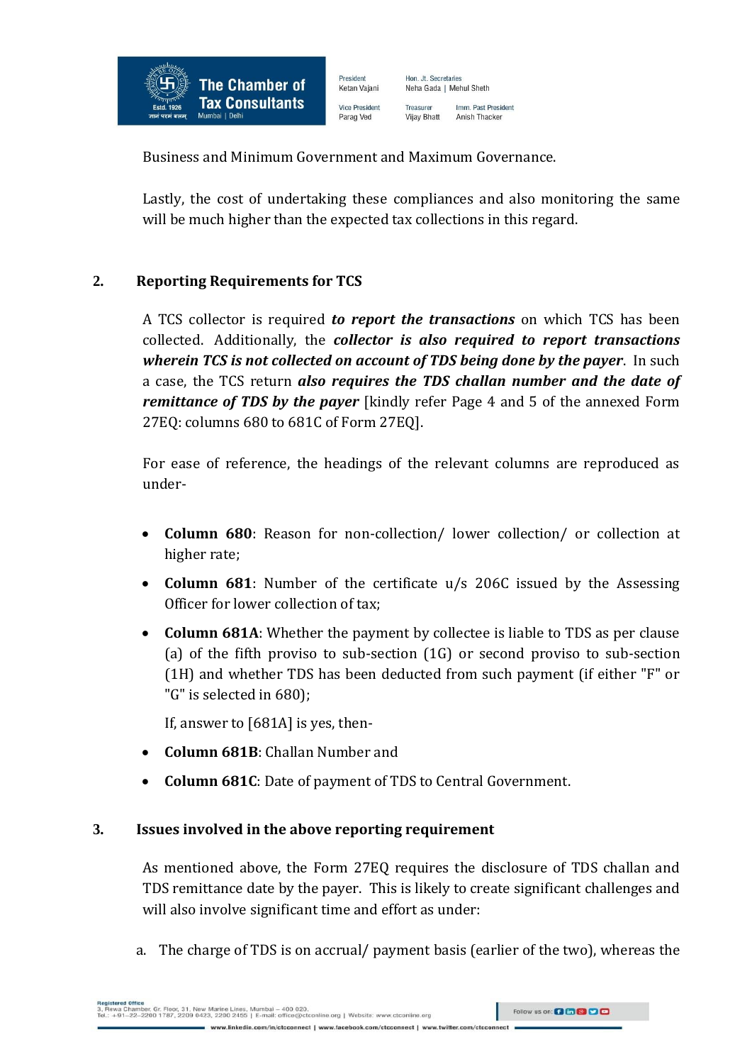Business and Minimum Government and Maximum Governance.

Lastly, the cost of undertaking these compliances and also monitoring the same will be much higher than the expected tax collections in this regard.

## 2. Reporting Requirements for TCS

A TCS collector is required ***to report the transactions*** on which TCS has been collected. Additionally, the ***collector is also required to report transactions wherein TCS is not collected on account of TDS being done by the payer***. In such a case, the TCS return ***also requires the TDS challan number and the date of remittance of TDS by the payer*** [kindly refer Page 4 and 5 of the annexed Form 27EQ: columns 680 to 681C of Form 27EQ].

For ease of reference, the headings of the relevant columns are reproduced as under-

- **Column 680**: Reason for non-collection/ lower collection/ or collection at higher rate;
- **Column 681**: Number of the certificate u/s 206C issued by the Assessing Officer for lower collection of tax;
- **Column 681A**: Whether the payment by collectee is liable to TDS as per clause (a) of the fifth proviso to sub-section (1G) or second proviso to sub-section (1H) and whether TDS has been deducted from such payment (if either "F" or "G" is selected in 680);

  If, answer to [681A] is yes, then-

- **Column 681B**: Challan Number and
- **Column 681C**: Date of payment of TDS to Central Government.

## 3. Issues involved in the above reporting requirement

As mentioned above, the Form 27EQ requires the disclosure of TDS challan and TDS remittance date by the payer. This is likely to create significant challenges and will also involve significant time and effort as under:

a. The charge of TDS is on accrual/ payment basis (earlier of the two), whereas the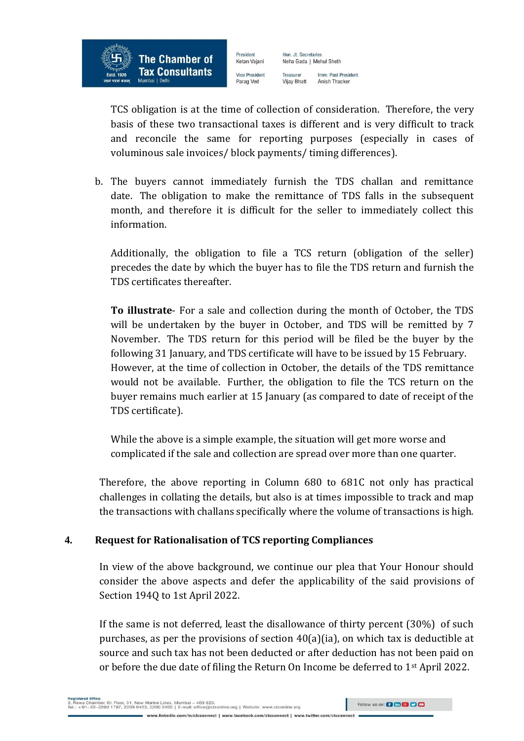TCS obligation is at the time of collection of consideration. Therefore, the very basis of these two transactional taxes is different and is very difficult to track and reconcile the same for reporting purposes (especially in cases of voluminous sale invoices/ block payments/ timing differences).

b. The buyers cannot immediately furnish the TDS challan and remittance date. The obligation to make the remittance of TDS falls in the subsequent month, and therefore it is difficult for the seller to immediately collect this information.

   Additionally, the obligation to file a TCS return (obligation of the seller) precedes the date by which the buyer has to file the TDS return and furnish the TDS certificates thereafter.

   **To illustrate**- For a sale and collection during the month of October, the TDS will be undertaken by the buyer in October, and TDS will be remitted by 7 November. The TDS return for this period will be filed be the buyer by the following 31 January, and TDS certificate will have to be issued by 15 February. However, at the time of collection in October, the details of the TDS remittance would not be available. Further, the obligation to file the TCS return on the buyer remains much earlier at 15 January (as compared to date of receipt of the TDS certificate).

   While the above is a simple example, the situation will get more worse and complicated if the sale and collection are spread over more than one quarter.

Therefore, the above reporting in Column 680 to 681C not only has practical challenges in collating the details, but also is at times impossible to track and map the transactions with challans specifically where the volume of transactions is high.

## 4. Request for Rationalisation of TCS reporting Compliances

In view of the above background, we continue our plea that Your Honour should consider the above aspects and defer the applicability of the said provisions of Section 194Q to 1st April 2022.

If the same is not deferred, least the disallowance of thirty percent (30%) of such purchases, as per the provisions of section 40(a)(ia), on which tax is deductible at source and such tax has not been deducted or after deduction has not been paid on or before the due date of filing the Return On Income be deferred to 1st April 2022.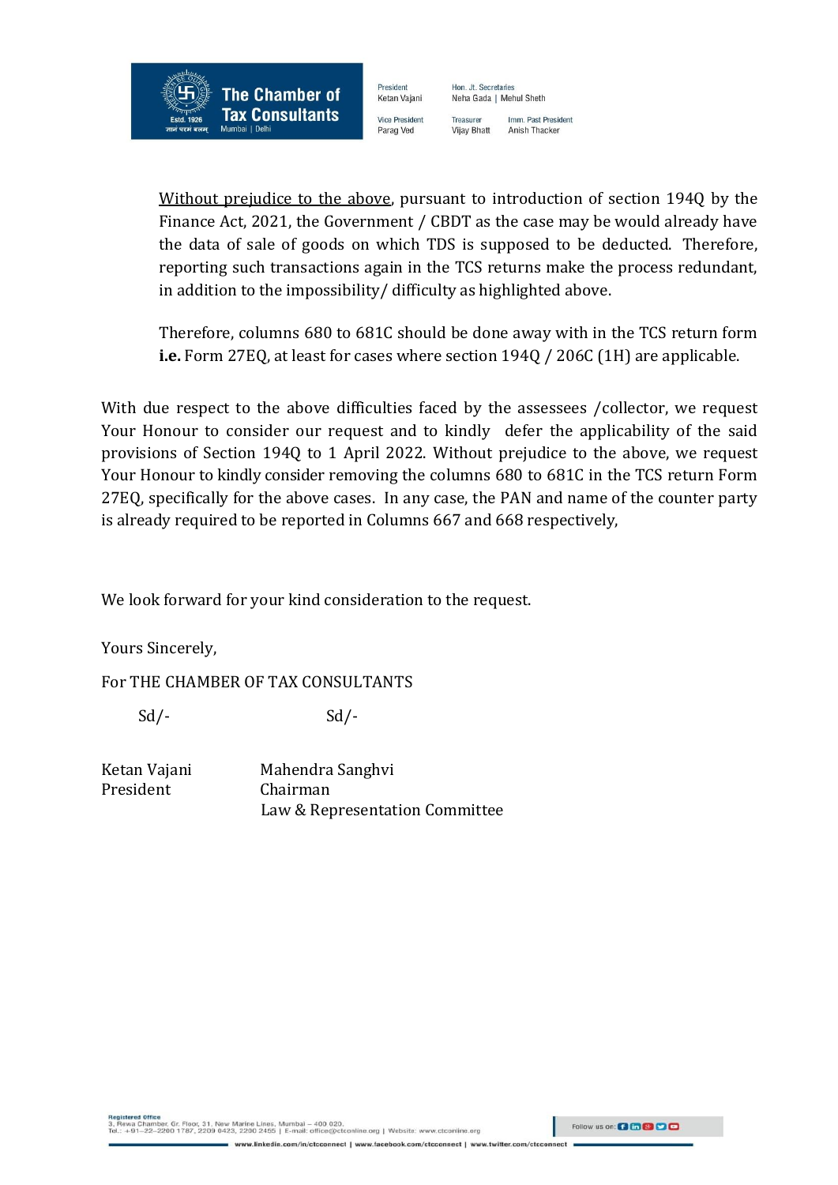<u>Without prejudice to the above</u>, pursuant to introduction of section 194Q by the Finance Act, 2021, the Government / CBDT as the case may be would already have the data of sale of goods on which TDS is supposed to be deducted. Therefore, reporting such transactions again in the TCS returns make the process redundant, in addition to the impossibility/ difficulty as highlighted above.

Therefore, columns 680 to 681C should be done away with in the TCS return form **i.e.** Form 27EQ, at least for cases where section 194Q / 206C (1H) are applicable.

With due respect to the above difficulties faced by the assessees /collector, we request Your Honour to consider our request and to kindly defer the applicability of the said provisions of Section 194Q to 1 April 2022. Without prejudice to the above, we request Your Honour to kindly consider removing the columns 680 to 681C in the TCS return Form 27EQ, specifically for the above cases. In any case, the PAN and name of the counter party is already required to be reported in Columns 667 and 668 respectively,

We look forward for your kind consideration to the request.

Yours Sincerely,

For THE CHAMBER OF TAX CONSULTANTS

Sd/- Sd/-

Ketan Vajani
President

Mahendra Sanghvi
Chairman
Law & Representation Committee